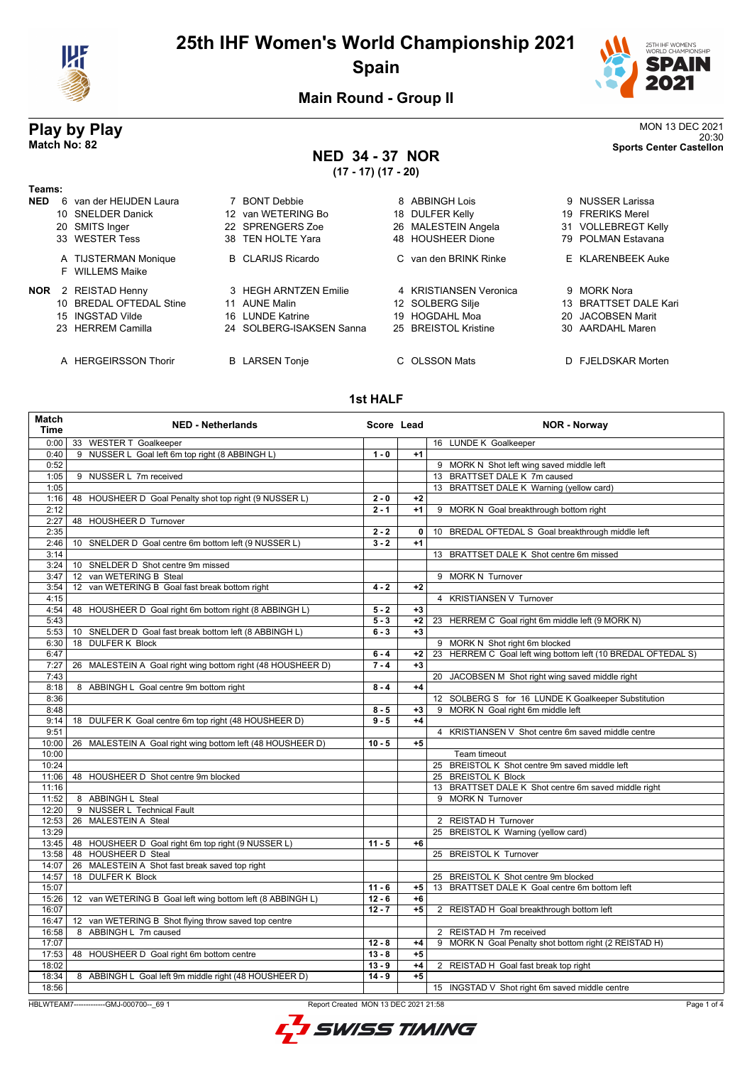# 25th IHF Women's World Championship 2021

## Spain

### Main Round - Group II

## Play by Play

**Match No: 82**

MON 13 DEC 2021
20:30
**Sports Center Castellon**

## NED 34 - 37 NOR

**(17 - 17) (17 - 20)**

**Teams:**

**NED**
- 6 van der HEIJDEN Laura
- 7 BONT Debbie
- 8 ABBINGH Lois
- 9 NUSSER Larissa
- 10 SNELDER Danick
- 12 van WETERING Bo
- 18 DULFER Kelly
- 19 FRERIKS Merel
- 20 SMITS Inger
- 22 SPRENGERS Zoe
- 26 MALESTEIN Angela
- 31 VOLLEBREGT Kelly
- 33 WESTER Tess
- 38 TEN HOLTE Yara
- 48 HOUSHEER Dione
- 79 POLMAN Estavana
- A TIJSTERMAN Monique
- B CLARIJS Ricardo
- C van den BRINK Rinke
- E KLARENBEEK Auke
- F WILLEMS Maike

**NOR**
- 2 REISTAD Henny
- 3 HEGH ARNTZEN Emilie
- 4 KRISTIANSEN Veronica
- 9 MORK Nora
- 10 BREDAL OFTEDAL Stine
- 11 AUNE Malin
- 12 SOLBERG Silje
- 13 BRATTSET DALE Kari
- 15 INGSTAD Vilde
- 16 LUNDE Katrine
- 19 HOGDAHL Moa
- 20 JACOBSEN Marit
- 23 HERREM Camilla
- 24 SOLBERG-ISAKSEN Sanna
- 25 BREISTOL Kristine
- 30 AARDAHL Maren
- A HERGEIRSSON Thorir
- B LARSEN Tonje
- C OLSSON Mats
- D FJELDSKAR Morten

### 1st HALF

| Match Time | NED - Netherlands | Score | Lead | NOR - Norway |
|---|---|---|---|---|
| 0:00 | 33 WESTER T Goalkeeper | | | 16 LUNDE K Goalkeeper |
| 0:40 | 9 NUSSER L Goal left 6m top right (8 ABBINGH L) | 1 - 0 | +1 | |
| 0:52 | | | | 9 MORK N Shot left wing saved middle left |
| 1:05 | 9 NUSSER L 7m received | | | 13 BRATTSET DALE K 7m caused |
| 1:05 | | | | 13 BRATTSET DALE K Warning (yellow card) |
| 1:16 | 48 HOUSHEER D Goal Penalty shot top right (9 NUSSER L) | 2 - 0 | +2 | |
| 2:12 | | 2 - 1 | +1 | 9 MORK N Goal breakthrough bottom right |
| 2:27 | 48 HOUSHEER D Turnover | | | |
| 2:35 | | 2 - 2 | 0 | 10 BREDAL OFTEDAL S Goal breakthrough middle left |
| 2:46 | 10 SNELDER D Goal centre 6m bottom left (9 NUSSER L) | 3 - 2 | +1 | |
| 3:14 | | | | 13 BRATTSET DALE K Shot centre 6m missed |
| 3:24 | 10 SNELDER D Shot centre 9m missed | | | |
| 3:47 | 12 van WETERING B Steal | | | 9 MORK N Turnover |
| 3:54 | 12 van WETERING B Goal fast break bottom right | 4 - 2 | +2 | |
| 4:15 | | | | 4 KRISTIANSEN V Turnover |
| 4:54 | 48 HOUSHEER D Goal right 6m bottom right (8 ABBINGH L) | 5 - 2 | +3 | |
| 5:43 | | 5 - 3 | +2 | 23 HERREM C Goal right 6m middle left (9 MORK N) |
| 5:53 | 10 SNELDER D Goal fast break bottom left (8 ABBINGH L) | 6 - 3 | +3 | |
| 6:30 | 18 DULFER K Block | | | 9 MORK N Shot right 6m blocked |
| 6:47 | | 6 - 4 | +2 | 23 HERREM C Goal left wing bottom left (10 BREDAL OFTEDAL S) |
| 7:27 | 26 MALESTEIN A Goal right wing bottom right (48 HOUSHEER D) | 7 - 4 | +3 | |
| 7:43 | | | | 20 JACOBSEN M Shot right wing saved middle right |
| 8:18 | 8 ABBINGH L Goal centre 9m bottom right | 8 - 4 | +4 | |
| 8:36 | | | | 12 SOLBERG S for 16 LUNDE K Goalkeeper Substitution |
| 8:48 | | 8 - 5 | +3 | 9 MORK N Goal right 6m middle left |
| 9:14 | 18 DULFER K Goal centre 6m top right (48 HOUSHEER D) | 9 - 5 | +4 | |
| 9:51 | | | | 4 KRISTIANSEN V Shot centre 6m saved middle centre |
| 10:00 | 26 MALESTEIN A Goal right wing bottom left (48 HOUSHEER D) | 10 - 5 | +5 | |
| 10:00 | | | | Team timeout |
| 10:24 | | | | 25 BREISTOL K Shot centre 9m saved middle left |
| 11:06 | 48 HOUSHEER D Shot centre 9m blocked | | | 25 BREISTOL K Block |
| 11:16 | | | | 13 BRATTSET DALE K Shot centre 6m saved middle right |
| 11:52 | 8 ABBINGH L Steal | | | 9 MORK N Turnover |
| 12:20 | 9 NUSSER L Technical Fault | | | |
| 12:53 | 26 MALESTEIN A Steal | | | 2 REISTAD H Turnover |
| 13:29 | | | | 25 BREISTOL K Warning (yellow card) |
| 13:45 | 48 HOUSHEER D Goal right 6m top right (9 NUSSER L) | 11 - 5 | +6 | |
| 13:58 | 48 HOUSHEER D Steal | | | 25 BREISTOL K Turnover |
| 14:07 | 26 MALESTEIN A Shot fast break saved top right | | | |
| 14:57 | 18 DULFER K Block | | | 25 BREISTOL K Shot centre 9m blocked |
| 15:07 | | 11 - 6 | +5 | 13 BRATTSET DALE K Goal centre 6m bottom left |
| 15:26 | 12 van WETERING B Goal left wing bottom left (8 ABBINGH L) | 12 - 6 | +6 | |
| 16:07 | | 12 - 7 | +5 | 2 REISTAD H Goal breakthrough bottom left |
| 16:47 | 12 van WETERING B Shot flying throw saved top centre | | | |
| 16:58 | 8 ABBINGH L 7m caused | | | 2 REISTAD H 7m received |
| 17:07 | | 12 - 8 | +4 | 9 MORK N Goal Penalty shot bottom right (2 REISTAD H) |
| 17:53 | 48 HOUSHEER D Goal right 6m bottom centre | 13 - 8 | +5 | |
| 18:02 | | 13 - 9 | +4 | 2 REISTAD H Goal fast break top right |
| 18:34 | 8 ABBINGH L Goal left 9m middle right (48 HOUSHEER D) | 14 - 9 | +5 | |
| 18:56 | | | | 15 INGSTAD V Shot right 6m saved middle centre |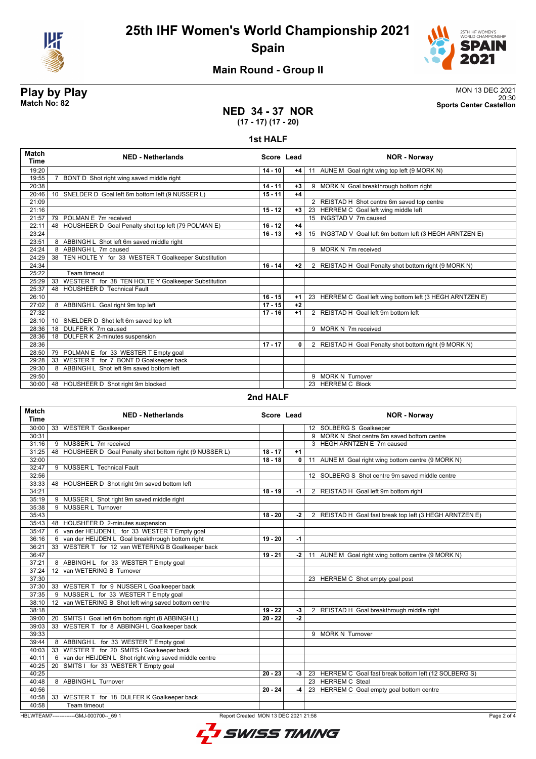# 25th IHF Women's World Championship 2021

## Spain

### Main Round - Group II

**Play by Play**
**Match No: 82**

MON 13 DEC 2021
20:30
**Sports Center Castellon**

## NED 34 - 37 NOR
**(17 - 17) (17 - 20)**

### 1st HALF

| Match Time | NED - Netherlands | Score | Lead | NOR - Norway |
|---|---|---|---|---|
| 19:20 | | 14 - 10 | +4 | 11 AUNE M Goal right wing top left (9 MORK N) |
| 19:55 | 7 BONT D Shot right wing saved middle right | | | |
| 20:38 | | 14 - 11 | +3 | 9 MORK N Goal breakthrough bottom right |
| 20:46 | 10 SNELDER D Goal left 6m bottom left (9 NUSSER L) | 15 - 11 | +4 | |
| 21:09 | | | | 2 REISTAD H Shot centre 6m saved top centre |
| 21:16 | | 15 - 12 | +3 | 23 HERREM C Goal left wing middle left |
| 21:57 | 79 POLMAN E 7m received | | | 15 INGSTAD V 7m caused |
| 22:11 | 48 HOUSHEER D Goal Penalty shot top left (79 POLMAN E) | 16 - 12 | +4 | |
| 23:24 | | 16 - 13 | +3 | 15 INGSTAD V Goal left 6m bottom left (3 HEGH ARNTZEN E) |
| 23:51 | 8 ABBINGH L Shot left 6m saved middle right | | | |
| 24:24 | 8 ABBINGH L 7m caused | | | 9 MORK N 7m received |
| 24:29 | 38 TEN HOLTE Y for 33 WESTER T Goalkeeper Substitution | | | |
| 24:34 | | 16 - 14 | +2 | 2 REISTAD H Goal Penalty shot bottom right (9 MORK N) |
| 25:22 | Team timeout | | | |
| 25:29 | 33 WESTER T for 38 TEN HOLTE Y Goalkeeper Substitution | | | |
| 25:37 | 48 HOUSHEER D Technical Fault | | | |
| 26:10 | | 16 - 15 | +1 | 23 HERREM C Goal left wing bottom left (3 HEGH ARNTZEN E) |
| 27:02 | 8 ABBINGH L Goal right 9m top left | 17 - 15 | +2 | |
| 27:32 | | 17 - 16 | +1 | 2 REISTAD H Goal left 9m bottom left |
| 28:10 | 10 SNELDER D Shot left 6m saved top left | | | |
| 28:36 | 18 DULFER K 7m caused | | | 9 MORK N 7m received |
| 28:36 | 18 DULFER K 2-minutes suspension | | | |
| 28:36 | | 17 - 17 | 0 | 2 REISTAD H Goal Penalty shot bottom right (9 MORK N) |
| 28:50 | 79 POLMAN E for 33 WESTER T Empty goal | | | |
| 29:28 | 33 WESTER T for 7 BONT D Goalkeeper back | | | |
| 29:30 | 8 ABBINGH L Shot left 9m saved bottom left | | | |
| 29:50 | | | | 9 MORK N Turnover |
| 30:00 | 48 HOUSHEER D Shot right 9m blocked | | | 23 HERREM C Block |

### 2nd HALF

| Match Time | NED - Netherlands | Score | Lead | NOR - Norway |
|---|---|---|---|---|
| 30:00 | 33 WESTER T Goalkeeper | | | 12 SOLBERG S Goalkeeper |
| 30:31 | | | | 9 MORK N Shot centre 6m saved bottom centre |
| 31:16 | 9 NUSSER L 7m received | | | 3 HEGH ARNTZEN E 7m caused |
| 31:25 | 48 HOUSHEER D Goal Penalty shot bottom right (9 NUSSER L) | 18 - 17 | +1 | |
| 32:00 | | 18 - 18 | 0 | 11 AUNE M Goal right wing bottom centre (9 MORK N) |
| 32:47 | 9 NUSSER L Technical Fault | | | |
| 32:56 | | | | 12 SOLBERG S Shot centre 9m saved middle centre |
| 33:33 | 48 HOUSHEER D Shot right 9m saved bottom left | | | |
| 34:21 | | 18 - 19 | -1 | 2 REISTAD H Goal left 9m bottom right |
| 35:19 | 9 NUSSER L Shot right 9m saved middle right | | | |
| 35:38 | 9 NUSSER L Turnover | | | |
| 35:43 | | 18 - 20 | -2 | 2 REISTAD H Goal fast break top left (3 HEGH ARNTZEN E) |
| 35:43 | 48 HOUSHEER D 2-minutes suspension | | | |
| 35:47 | 6 van der HEIJDEN L for 33 WESTER T Empty goal | | | |
| 36:16 | 6 van der HEIJDEN L Goal breakthrough bottom right | 19 - 20 | -1 | |
| 36:21 | 33 WESTER T for 12 van WETERING B Goalkeeper back | | | |
| 36:47 | | 19 - 21 | -2 | 11 AUNE M Goal right wing bottom centre (9 MORK N) |
| 37:21 | 8 ABBINGH L for 33 WESTER T Empty goal | | | |
| 37:24 | 12 van WETERING B Turnover | | | |
| 37:30 | | | | 23 HERREM C Shot empty goal post |
| 37:30 | 33 WESTER T for 9 NUSSER L Goalkeeper back | | | |
| 37:35 | 9 NUSSER L for 33 WESTER T Empty goal | | | |
| 38:10 | 12 van WETERING B Shot left wing saved bottom centre | | | |
| 38:18 | | 19 - 22 | -3 | 2 REISTAD H Goal breakthrough middle right |
| 39:00 | 20 SMITS I Goal left 6m bottom right (8 ABBINGH L) | 20 - 22 | -2 | |
| 39:03 | 33 WESTER T for 8 ABBINGH L Goalkeeper back | | | |
| 39:33 | | | | 9 MORK N Turnover |
| 39:44 | 8 ABBINGH L for 33 WESTER T Empty goal | | | |
| 40:03 | 33 WESTER T for 20 SMITS I Goalkeeper back | | | |
| 40:11 | 6 van der HEIJDEN L Shot right wing saved middle centre | | | |
| 40:25 | 20 SMITS I for 33 WESTER T Empty goal | | | |
| 40:25 | | 20 - 23 | -3 | 23 HERREM C Goal fast break bottom left (12 SOLBERG S) |
| 40:48 | 8 ABBINGH L Turnover | | | 23 HERREM C Steal |
| 40:56 | | 20 - 24 | -4 | 23 HERREM C Goal empty goal bottom centre |
| 40:58 | 33 WESTER T for 18 DULFER K Goalkeeper back | | | |
| 40:58 | Team timeout | | | |

HBLWTEAM7-------------GMJ-000700--_69 1 Report Created MON 13 DEC 2021 21:58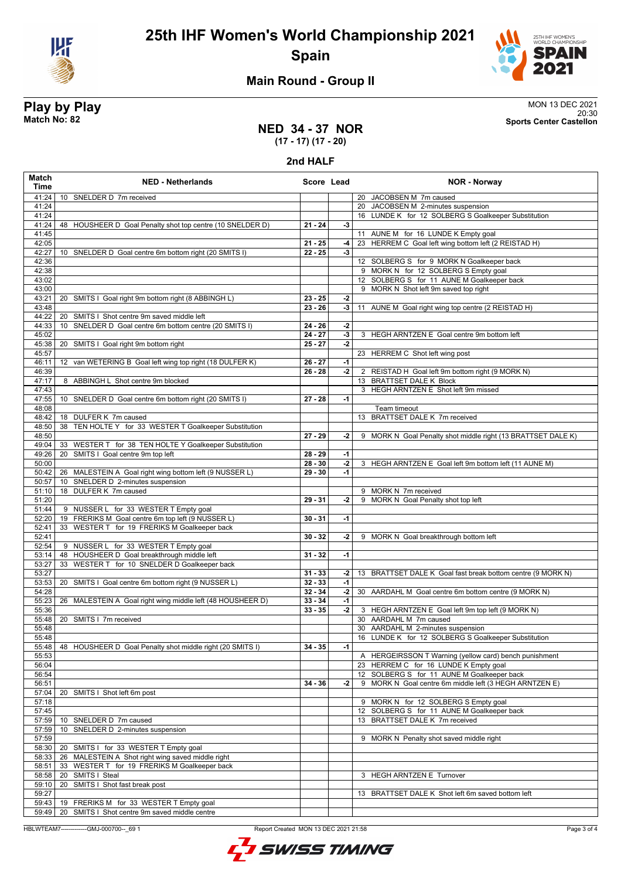# 25th IHF Women's World Championship 2021

## Spain

### Main Round - Group II

**Play by Play**
**Match No: 82**

MON 13 DEC 2021
20:30
**Sports Center Castellon**

## NED 34 - 37 NOR
**(17 - 17) (17 - 20)**

### 2nd HALF

| Match Time | NED - Netherlands | Score | Lead | NOR - Norway |
|---|---|---|---|---|
| 41:24 | 10 SNELDER D 7m received | | | 20 JACOBSEN M 7m caused |
| 41:24 | | | | 20 JACOBSEN M 2-minutes suspension |
| 41:24 | | | | 16 LUNDE K for 12 SOLBERG S Goalkeeper Substitution |
| 41:24 | 48 HOUSHEER D Goal Penalty shot top centre (10 SNELDER D) | 21 - 24 | -3 | |
| 41:45 | | | | 11 AUNE M for 16 LUNDE K Empty goal |
| 42:05 | | 21 - 25 | -4 | 23 HERREM C Goal left wing bottom left (2 REISTAD H) |
| 42:27 | 10 SNELDER D Goal centre 6m bottom right (20 SMITS I) | 22 - 25 | -3 | |
| 42:36 | | | | 12 SOLBERG S for 9 MORK N Goalkeeper back |
| 42:38 | | | | 9 MORK N for 12 SOLBERG S Empty goal |
| 43:02 | | | | 12 SOLBERG S for 11 AUNE M Goalkeeper back |
| 43:00 | | | | 9 MORK N Shot left 9m saved top right |
| 43:21 | 20 SMITS I Goal right 9m bottom right (8 ABBINGH L) | 23 - 25 | -2 | |
| 43:48 | | 23 - 26 | -3 | 11 AUNE M Goal right wing top centre (2 REISTAD H) |
| 44:22 | 20 SMITS I Shot centre 9m saved middle left | | | |
| 44:33 | 10 SNELDER D Goal centre 6m bottom centre (20 SMITS I) | 24 - 26 | -2 | |
| 45:02 | | 24 - 27 | -3 | 3 HEGH ARNTZEN E Goal centre 9m bottom left |
| 45:38 | 20 SMITS I Goal right 9m bottom right | 25 - 27 | -2 | |
| 45:57 | | | | 23 HERREM C Shot left wing post |
| 46:11 | 12 van WETERING B Goal left wing top right (18 DULFER K) | 26 - 27 | -1 | |
| 46:39 | | 26 - 28 | -2 | 2 REISTAD H Goal left 9m bottom right (9 MORK N) |
| 47:17 | 8 ABBINGH L Shot centre 9m blocked | | | 13 BRATTSET DALE K Block |
| 47:43 | | | | 3 HEGH ARNTZEN E Shot left 9m missed |
| 47:55 | 10 SNELDER D Goal centre 6m bottom right (20 SMITS I) | 27 - 28 | -1 | |
| 48:08 | | | | Team timeout |
| 48:42 | 18 DULFER K 7m caused | | | 13 BRATTSET DALE K 7m received |
| 48:50 | 38 TEN HOLTE Y for 33 WESTER T Goalkeeper Substitution | | | |
| 48:50 | | 27 - 29 | -2 | 9 MORK N Goal Penalty shot middle right (13 BRATTSET DALE K) |
| 49:04 | 33 WESTER T for 38 TEN HOLTE Y Goalkeeper Substitution | | | |
| 49:26 | 20 SMITS I Goal centre 9m top left | 28 - 29 | -1 | |
| 50:00 | | 28 - 30 | -2 | 3 HEGH ARNTZEN E Goal left 9m bottom left (11 AUNE M) |
| 50:42 | 26 MALESTEIN A Goal right wing bottom left (9 NUSSER L) | 29 - 30 | -1 | |
| 50:57 | 10 SNELDER D 2-minutes suspension | | | |
| 51:10 | 18 DULFER K 7m caused | | | 9 MORK N 7m received |
| 51:20 | | 29 - 31 | -2 | 9 MORK N Goal Penalty shot top left |
| 51:44 | 9 NUSSER L for 33 WESTER T Empty goal | | | |
| 52:20 | 19 FRERIKS M Goal centre 6m top left (9 NUSSER L) | 30 - 31 | -1 | |
| 52:41 | 33 WESTER T for 19 FRERIKS M Goalkeeper back | | | |
| 52:41 | | 30 - 32 | -2 | 9 MORK N Goal breakthrough bottom left |
| 52:54 | 9 NUSSER L for 33 WESTER T Empty goal | | | |
| 53:14 | 48 HOUSHEER D Goal breakthrough middle left | 31 - 32 | -1 | |
| 53:27 | 33 WESTER T for 10 SNELDER D Goalkeeper back | | | |
| 53:27 | | 31 - 33 | -2 | 13 BRATTSET DALE K Goal fast break bottom centre (9 MORK N) |
| 53:53 | 20 SMITS I Goal centre 6m bottom right (9 NUSSER L) | 32 - 33 | -1 | |
| 54:28 | | 32 - 34 | -2 | 30 AARDAHL M Goal centre 6m bottom centre (9 MORK N) |
| 55:23 | 26 MALESTEIN A Goal right wing middle left (48 HOUSHEER D) | 33 - 34 | -1 | |
| 55:36 | | 33 - 35 | -2 | 3 HEGH ARNTZEN E Goal left 9m top left (9 MORK N) |
| 55:48 | 20 SMITS I 7m received | | | 30 AARDAHL M 7m caused |
| 55:48 | | | | 30 AARDAHL M 2-minutes suspension |
| 55:48 | | | | 16 LUNDE K for 12 SOLBERG S Goalkeeper Substitution |
| 55:48 | 48 HOUSHEER D Goal Penalty shot middle right (20 SMITS I) | 34 - 35 | -1 | |
| 55:53 | | | | A HERGEIRSSON T Warning (yellow card) bench punishment |
| 56:04 | | | | 23 HERREM C for 16 LUNDE K Empty goal |
| 56:54 | | | | 12 SOLBERG S for 11 AUNE M Goalkeeper back |
| 56:51 | | 34 - 36 | -2 | 9 MORK N Goal centre 6m middle left (3 HEGH ARNTZEN E) |
| 57:04 | 20 SMITS I Shot left 6m post | | | |
| 57:18 | | | | 9 MORK N for 12 SOLBERG S Empty goal |
| 57:45 | | | | 12 SOLBERG S for 11 AUNE M Goalkeeper back |
| 57:59 | 10 SNELDER D 7m caused | | | 13 BRATTSET DALE K 7m received |
| 57:59 | 10 SNELDER D 2-minutes suspension | | | |
| 57:59 | | | | 9 MORK N Penalty shot saved middle right |
| 58:30 | 20 SMITS I for 33 WESTER T Empty goal | | | |
| 58:33 | 26 MALESTEIN A Shot right wing saved middle right | | | |
| 58:51 | 33 WESTER T for 19 FRERIKS M Goalkeeper back | | | |
| 58:58 | 20 SMITS I Steal | | | 3 HEGH ARNTZEN E Turnover |
| 59:10 | 20 SMITS I Shot fast break post | | | |
| 59:27 | | | | 13 BRATTSET DALE K Shot left 6m saved bottom left |
| 59:43 | 19 FRERIKS M for 33 WESTER T Empty goal | | | |
| 59:49 | 20 SMITS I Shot centre 9m saved middle centre | | | |

HBLWTEAM7-------------GMJ-000700--_69 1 Report Created MON 13 DEC 2021 21:58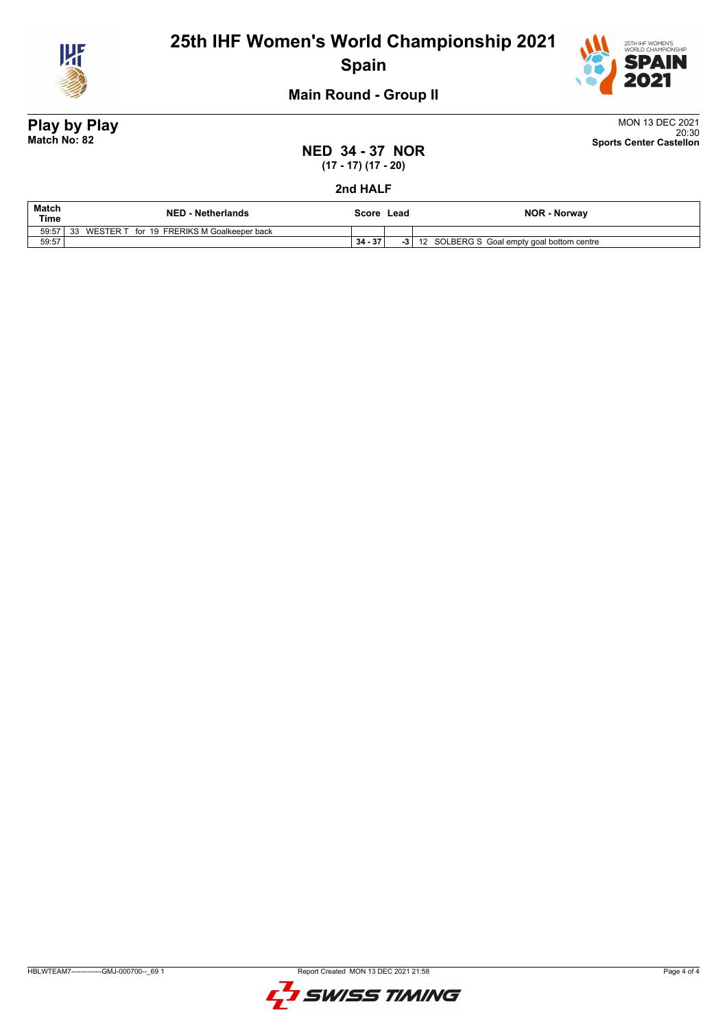# 25th IHF Women's World Championship 2021

## Spain

### Main Round - Group II

**Play by Play**
**Match No: 82**

MON 13 DEC 2021
20:30
**Sports Center Castellon**

## NED 34 - 37 NOR

**(17 - 17) (17 - 20)**

### 2nd HALF

| Match Time | NED - Netherlands | Score | Lead | NOR - Norway |
|---|---|---|---|---|
| 59:57 | 33 WESTER T for 19 FRERIKS M Goalkeeper back | | | |
| 59:57 | | **34 - 37** | -3 | 12 SOLBERG S Goal empty goal bottom centre |

HBLWTEAM7-------------GMJ-000700--_69 1 Report Created MON 13 DEC 2021 21:58